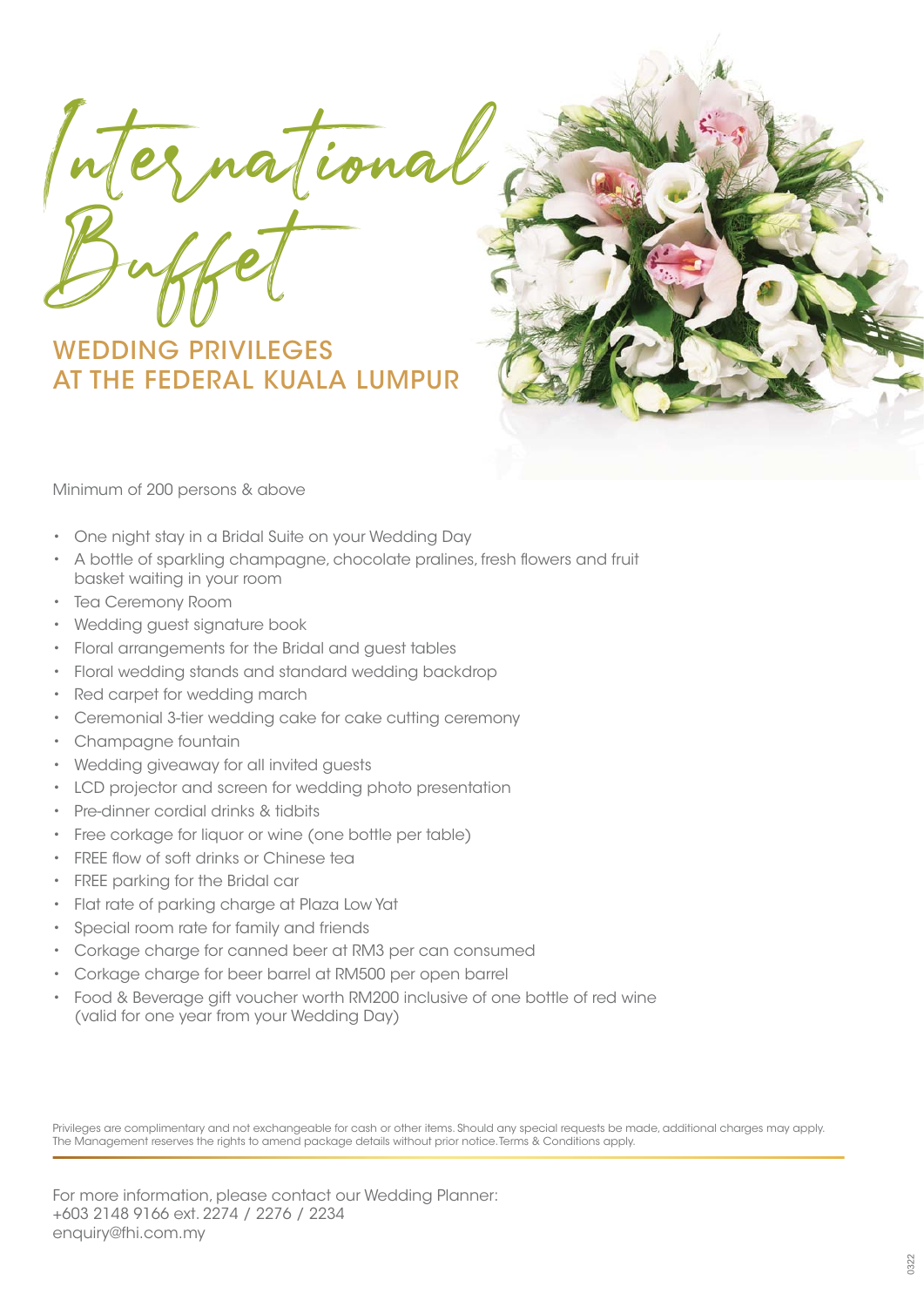# International Buffet

## WEDDING PRIVILEGES AT THE FEDERAL KUALA LUMPUR

Minimum of 200 persons & above

- One night stay in a Bridal Suite on your Wedding Day
- A bottle of sparkling champagne, chocolate pralines, fresh flowers and fruit basket waiting in your room
- Tea Ceremony Room
- Wedding guest signature book
- Floral arrangements for the Bridal and guest tables
- Floral wedding stands and standard wedding backdrop
- Red carpet for wedding march
- Ceremonial 3-tier wedding cake for cake cutting ceremony
- Champagne fountain
- Wedding giveaway for all invited guests
- LCD projector and screen for wedding photo presentation
- Pre-dinner cordial drinks & tidbits
- Free corkage for liquor or wine (one bottle per table)
- FREE flow of soft drinks or Chinese tea
- FREE parking for the Bridal car
- Flat rate of parking charge at Plaza Low Yat
- Special room rate for family and friends
- Corkage charge for canned beer at RM3 per can consumed
- Corkage charge for beer barrel at RM500 per open barrel
- Food & Beverage gift voucher worth RM200 inclusive of one bottle of red wine (valid for one year from your Wedding Day)

Privileges are complimentary and not exchangeable for cash or other items. Should any special requests be made, additional charges may apply. The Management reserves the rights to amend package details without prior notice. Terms & Conditions apply.

For more information, please contact our Wedding Planner:
+603 2148 9166 ext. 2274 / 2276 / 2234
enquiry@fhi.com.my

0322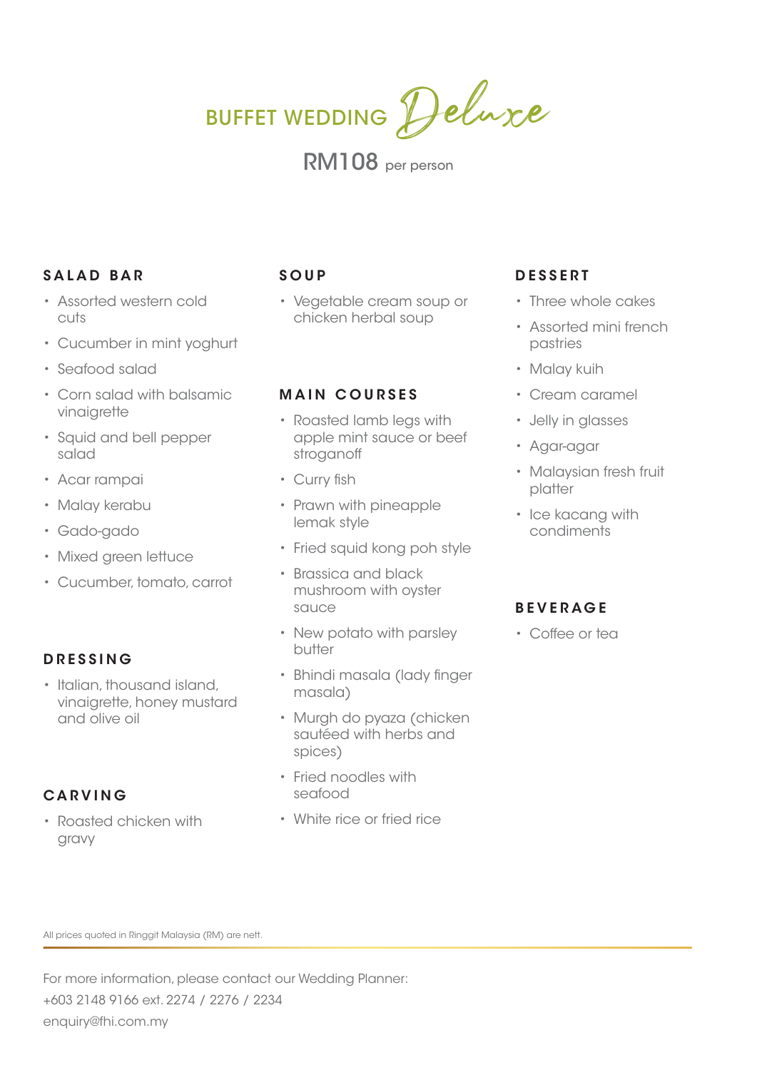# BUFFET WEDDING *Deluxe*

RM108 per person

## SALAD BAR

- Assorted western cold cuts
- Cucumber in mint yoghurt
- Seafood salad
- Corn salad with balsamic vinaigrette
- Squid and bell pepper salad
- Acar rampai
- Malay kerabu
- Gado-gado
- Mixed green lettuce
- Cucumber, tomato, carrot

## DRESSING

- Italian, thousand island, vinaigrette, honey mustard and olive oil

## CARVING

- Roasted chicken with gravy

## SOUP

- Vegetable cream soup or chicken herbal soup

## MAIN COURSES

- Roasted lamb legs with apple mint sauce or beef stroganoff
- Curry fish
- Prawn with pineapple lemak style
- Fried squid kong poh style
- Brassica and black mushroom with oyster sauce
- New potato with parsley butter
- Bhindi masala (lady finger masala)
- Murgh do pyaza (chicken sautéed with herbs and spices)
- Fried noodles with seafood
- White rice or fried rice

## DESSERT

- Three whole cakes
- Assorted mini french pastries
- Malay kuih
- Cream caramel
- Jelly in glasses
- Agar-agar
- Malaysian fresh fruit platter
- Ice kacang with condiments

## BEVERAGE

- Coffee or tea

All prices quoted in Ringgit Malaysia (RM) are nett.

For more information, please contact our Wedding Planner:
+603 2148 9166 ext. 2274 / 2276 / 2234
enquiry@fhi.com.my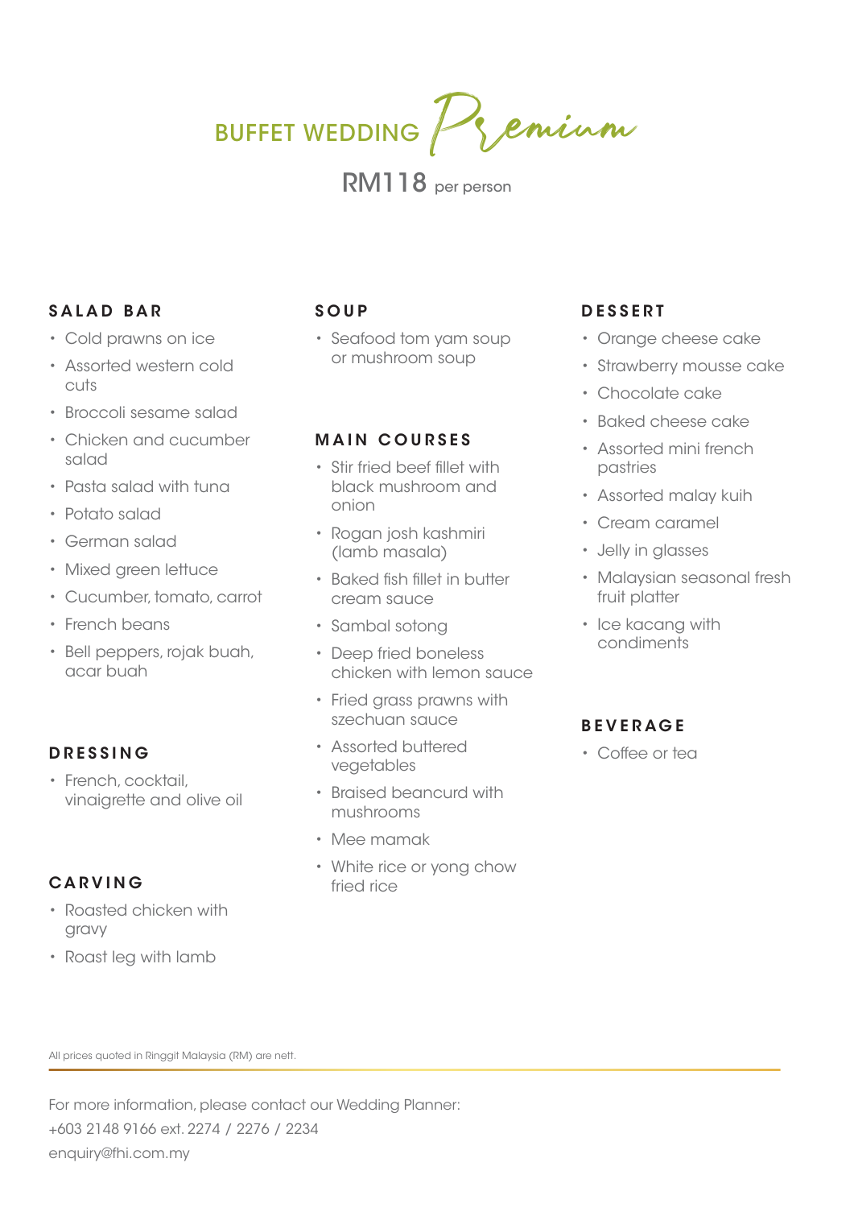# BUFFET WEDDING *Premium*

RM118 per person

## SALAD BAR

- Cold prawns on ice
- Assorted western cold cuts
- Broccoli sesame salad
- Chicken and cucumber salad
- Pasta salad with tuna
- Potato salad
- German salad
- Mixed green lettuce
- Cucumber, tomato, carrot
- French beans
- Bell peppers, rojak buah, acar buah

## DRESSING

- French, cocktail, vinaigrette and olive oil

## CARVING

- Roasted chicken with gravy
- Roast leg with lamb

## SOUP

- Seafood tom yam soup or mushroom soup

## MAIN COURSES

- Stir fried beef fillet with black mushroom and onion
- Rogan josh kashmiri (lamb masala)
- Baked fish fillet in butter cream sauce
- Sambal sotong
- Deep fried boneless chicken with lemon sauce
- Fried grass prawns with szechuan sauce
- Assorted buttered vegetables
- Braised beancurd with mushrooms
- Mee mamak
- White rice or yong chow fried rice

## DESSERT

- Orange cheese cake
- Strawberry mousse cake
- Chocolate cake
- Baked cheese cake
- Assorted mini french pastries
- Assorted malay kuih
- Cream caramel
- Jelly in glasses
- Malaysian seasonal fresh fruit platter
- Ice kacang with condiments

## BEVERAGE

- Coffee or tea

All prices quoted in Ringgit Malaysia (RM) are nett.

For more information, please contact our Wedding Planner:
+603 2148 9166 ext. 2274 / 2276 / 2234
enquiry@fhi.com.my